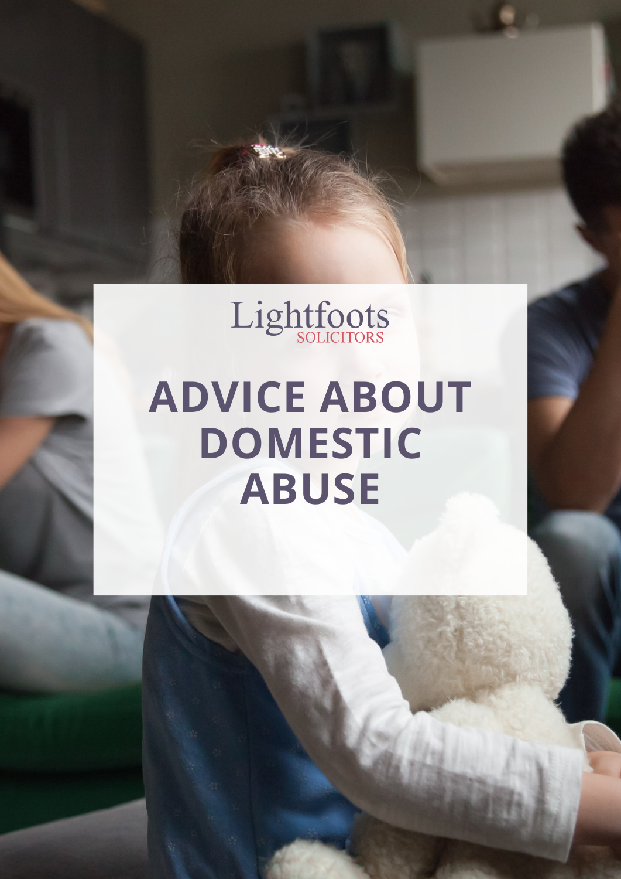Lightfoots
SOLICITORS

# ADVICE ABOUT DOMESTIC ABUSE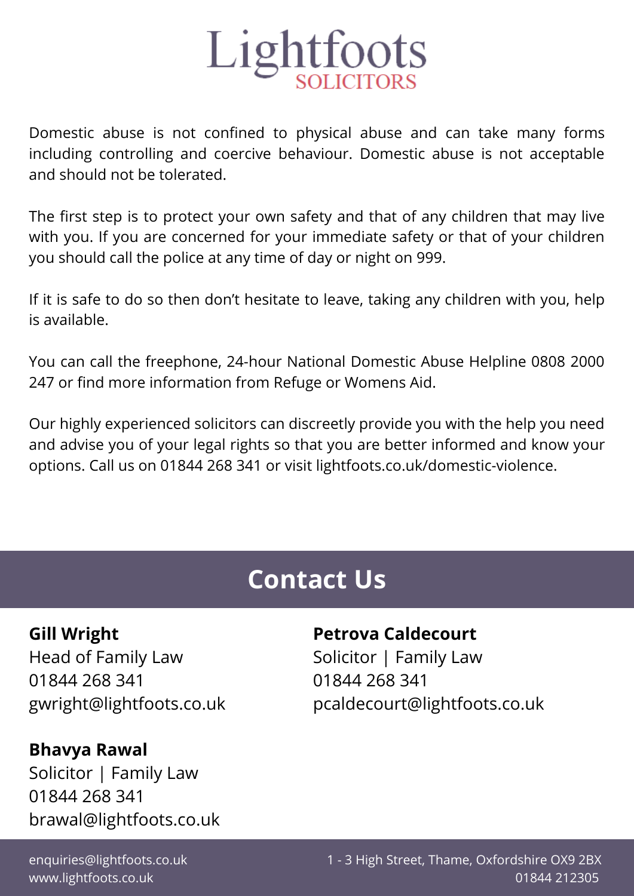Lightfoots
SOLICITORS

Domestic abuse is not confined to physical abuse and can take many forms including controlling and coercive behaviour. Domestic abuse is not acceptable and should not be tolerated.

The first step is to protect your own safety and that of any children that may live with you. If you are concerned for your immediate safety or that of your children you should call the police at any time of day or night on 999.

If it is safe to do so then don't hesitate to leave, taking any children with you, help is available.

You can call the freephone, 24-hour National Domestic Abuse Helpline 0808 2000 247 or find more information from Refuge or Womens Aid.

Our highly experienced solicitors can discreetly provide you with the help you need and advise you of your legal rights so that you are better informed and know your options. Call us on 01844 268 341 or visit lightfoots.co.uk/domestic-violence.

## Contact Us

**Gill Wright**
Head of Family Law
01844 268 341
gwright@lightfoots.co.uk

**Bhavya Rawal**
Solicitor | Family Law
01844 268 341
brawal@lightfoots.co.uk

**Petrova Caldecourt**
Solicitor | Family Law
01844 268 341
pcaldecourt@lightfoots.co.uk

enquiries@lightfoots.co.uk
www.lightfoots.co.uk

1 - 3 High Street, Thame, Oxfordshire OX9 2BX
01844 212305